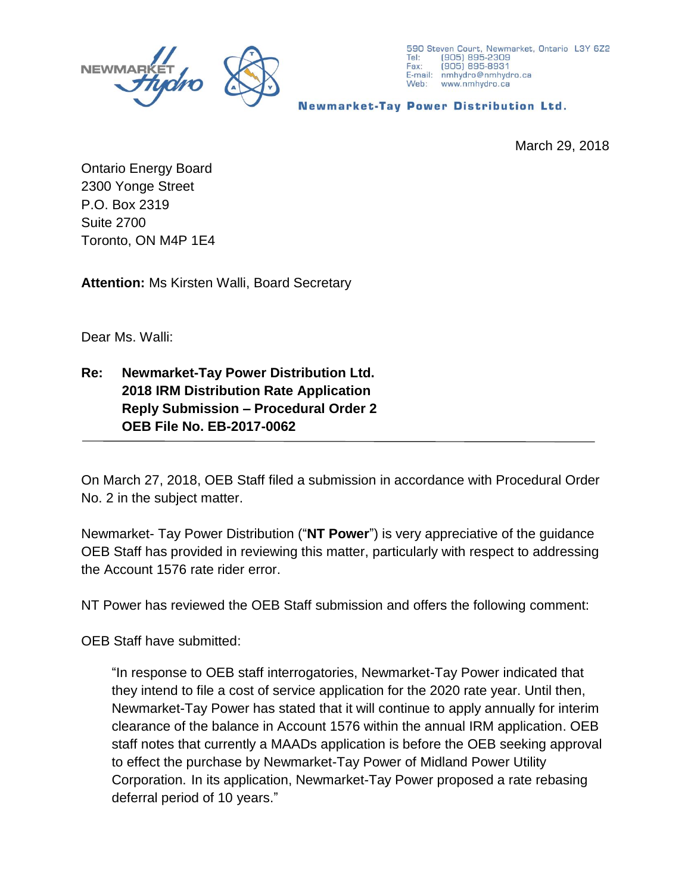NEWMARKET Hydro

590 Steven Court, Newmarket, Ontario L3Y 6Z2
Tel: (905) 895-2309
Fax: (905) 895-8931
E-mail: nmhydro@nmhydro.ca
Web: www.nmhydro.ca

**Newmarket-Tay Power Distribution Ltd.**

March 29, 2018

Ontario Energy Board
2300 Yonge Street
P.O. Box 2319
Suite 2700
Toronto, ON M4P 1E4

**Attention:** Ms Kirsten Walli, Board Secretary

Dear Ms. Walli:

**Re: Newmarket-Tay Power Distribution Ltd.**
**2018 IRM Distribution Rate Application**
**Reply Submission – Procedural Order 2**
**OEB File No. EB-2017-0062**

---

On March 27, 2018, OEB Staff filed a submission in accordance with Procedural Order No. 2 in the subject matter.

Newmarket- Tay Power Distribution ("**NT Power**") is very appreciative of the guidance OEB Staff has provided in reviewing this matter, particularly with respect to addressing the Account 1576 rate rider error.

NT Power has reviewed the OEB Staff submission and offers the following comment:

OEB Staff have submitted:

> "In response to OEB staff interrogatories, Newmarket-Tay Power indicated that they intend to file a cost of service application for the 2020 rate year. Until then, Newmarket-Tay Power has stated that it will continue to apply annually for interim clearance of the balance in Account 1576 within the annual IRM application. OEB staff notes that currently a MAADs application is before the OEB seeking approval to effect the purchase by Newmarket-Tay Power of Midland Power Utility Corporation. In its application, Newmarket-Tay Power proposed a rate rebasing deferral period of 10 years."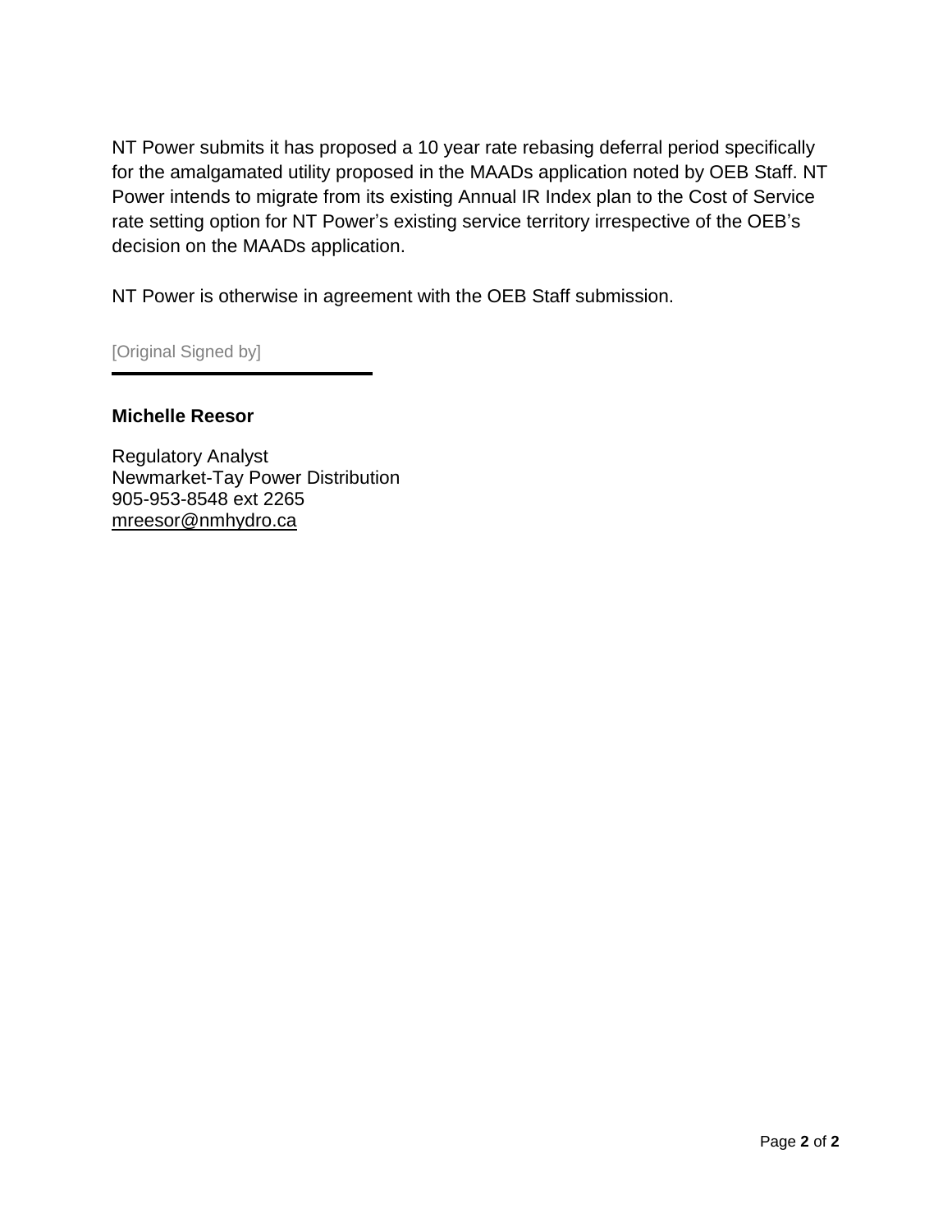NT Power submits it has proposed a 10 year rate rebasing deferral period specifically for the amalgamated utility proposed in the MAADs application noted by OEB Staff. NT Power intends to migrate from its existing Annual IR Index plan to the Cost of Service rate setting option for NT Power's existing service territory irrespective of the OEB's decision on the MAADs application.

NT Power is otherwise in agreement with the OEB Staff submission.

[Original Signed by]

---

**Michelle Reesor**

Regulatory Analyst
Newmarket-Tay Power Distribution
905-953-8548 ext 2265
mreesor@nmhydro.ca